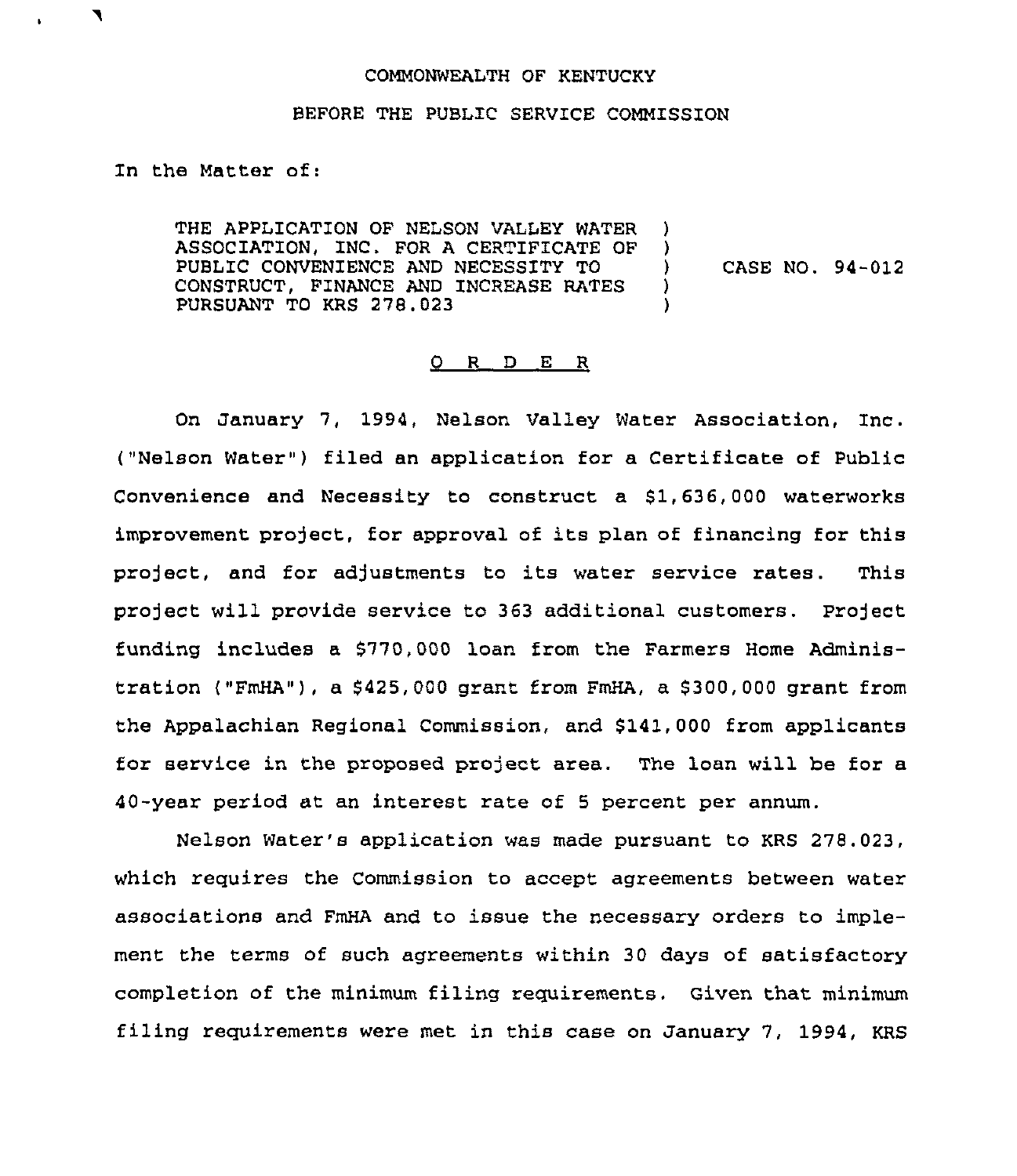COMMONWEALTH OF KENTUCKY

BEFORE THE PUBLIC SERVICE COMMISSION

In the Matter of:

THE APPLICATION OF NELSON VALLEY WATER ASSOCIATION, INC. FOR A CERTIFICATE OF PUBLIC CONVENIENCE AND NECESSITY TO CONSTRUCT, FINANCE AND INCREASE RATES PURSUANT TO KRS 278.023 ) CASE NO. 94-012

## O R D E R

On January 7, 1994, Nelson Valley Water Association, Inc. ("Nelson Water") filed an application for a Certificate of Public Convenience and Necessity to construct a $1,636,000 waterworks improvement project, for approval of its plan of financing for this project, and for adjustments to its water service rates. This project will provide service to 363 additional customers. Project funding includes a $770,000 loan from the Farmers Home Administration ("FmHA"), a $425,000 grant from FmHA, a $300,000 grant from the Appalachian Regional Commission, and $141,000 from applicants for service in the proposed project area. The loan will be for a 40-year period at an interest rate of 5 percent per annum.

Nelson Water's application was made pursuant to KRS 278.023, which requires the Commission to accept agreements between water associations and FmHA and to issue the necessary orders to implement the terms of such agreements within 30 days of satisfactory completion of the minimum filing requirements. Given that minimum filing requirements were met in this case on January 7, 1994, KRS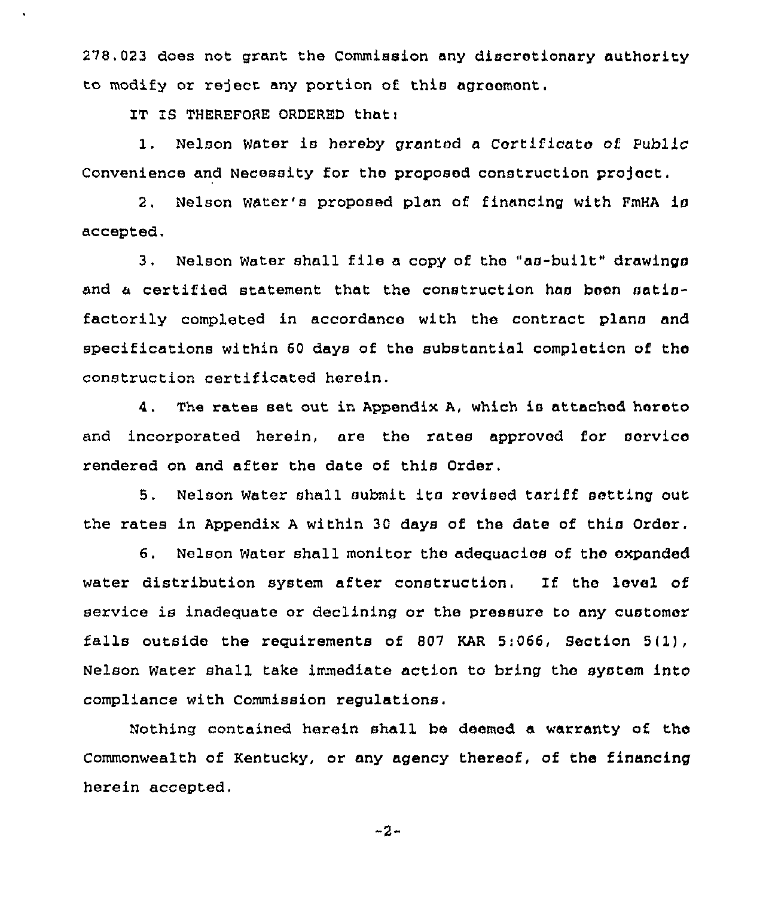278.023 does not grant the Commission any discretionary authority to modify or reject any portion of this agreement.

IT IS THEREFORE ORDERED that:

1. Nelson Water is hereby granted a Certificate of Public Convenience and Necessity for the proposed construction project.

2. Nelson Water's proposed plan of financing with FmHA is accepted.

3. Nelson Water shall file a copy of the "as-built" drawings and a certified statement that the construction has been satisfactorily completed in accordance with the contract plans and specifications within 60 days of the substantial completion of the construction certificated herein.

4. The rates set out in Appendix A, which is attached hereto and incorporated herein, are the rates approved for service rendered on and after the date of this Order.

5. Nelson Water shall submit its revised tariff setting out the rates in Appendix A within 30 days of the date of this Order.

6. Nelson Water shall monitor the adequacies of the expanded water distribution system after construction. If the level of service is inadequate or declining or the pressure to any customer falls outside the requirements of 807 KAR 5:066, Section 5(1), Nelson Water shall take immediate action to bring the system into compliance with Commission regulations.

Nothing contained herein shall be deemed a warranty of the Commonwealth of Kentucky, or any agency thereof, of the financing herein accepted.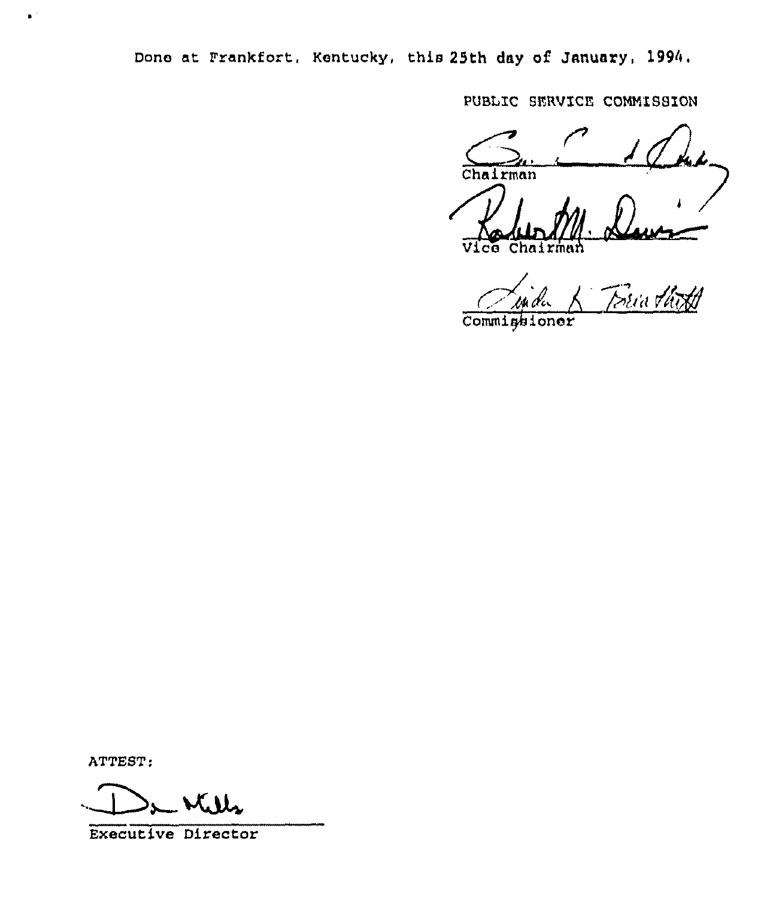Done at Frankfort, Kentucky, this 25th day of January, 1994.

PUBLIC SERVICE COMMISSION

Chairman

Vice Chairman

Commissioner

ATTEST:

Executive Director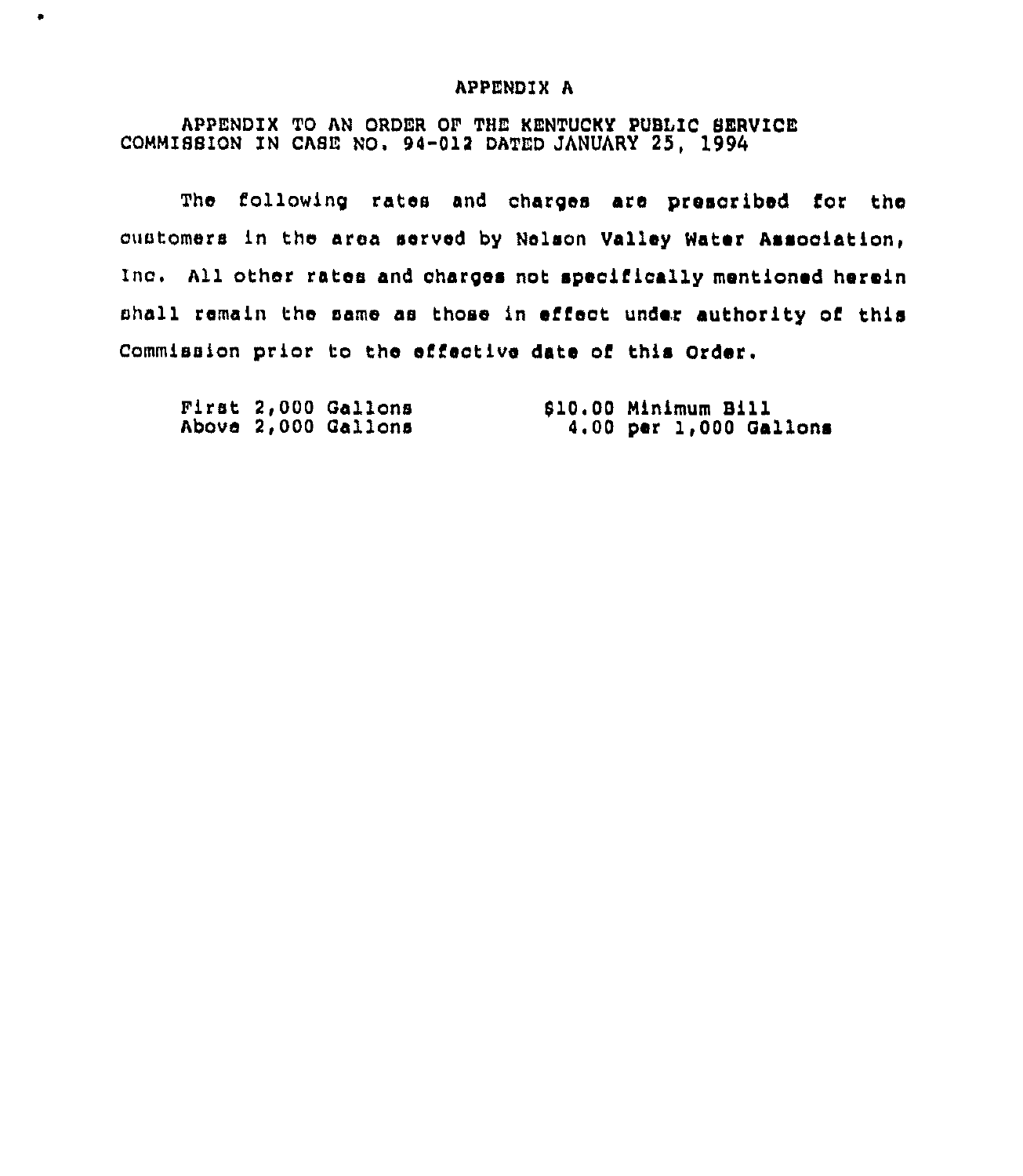APPENDIX A

APPENDIX TO AN ORDER OF THE KENTUCKY PUBLIC SERVICE COMMISSION IN CASE NO. 94-012 DATED JANUARY 25, 1994

The following rates and charges are prescribed for the customers in the area served by Nelson Valley Water Association, Inc. All other rates and charges not specifically mentioned herein shall remain the same as those in effect under authority of this Commission prior to the effective date of this Order.

| | |
|---|---|
| First 2,000 Gallons | $10.00 Minimum Bill |
| Above 2,000 Gallons | 4.00 per 1,000 Gallons |